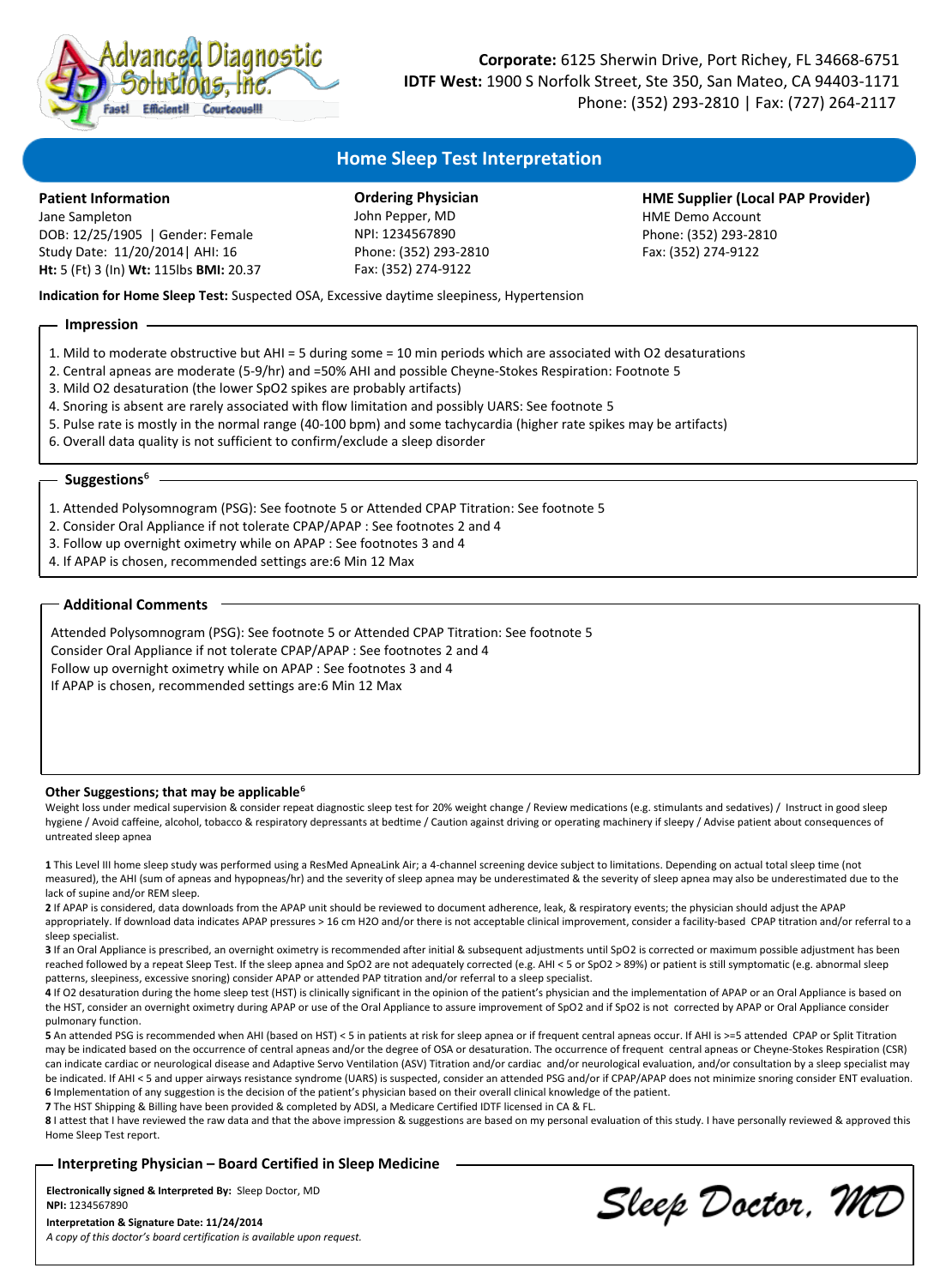**Corporate:** 6125 Sherwin Drive, Port Richey, FL 34668-6751
**IDTF West:** 1900 S Norfolk Street, Ste 350, San Mateo, CA 94403-1171
Phone: (352) 293-2810 | Fax: (727) 264-2117

Advanced Diagnostic Solutions, Inc.
Fast! Efficient!! Courteous!!!

# Home Sleep Test Interpretation

**Patient Information**
Jane Sampleton
DOB: 12/25/1905 | Gender: Female
Study Date: 11/20/2014| AHI: 16
**Ht:** 5 (Ft) 3 (In) **Wt:** 115lbs **BMI:** 20.37

**Ordering Physician**
John Pepper, MD
NPI: 1234567890
Phone: (352) 293-2810
Fax: (352) 274-9122

**HME Supplier (Local PAP Provider)**
HME Demo Account
Phone: (352) 293-2810
Fax: (352) 274-9122

**Indication for Home Sleep Test:** Suspected OSA, Excessive daytime sleepiness, Hypertension

## Impression

1. Mild to moderate obstructive but AHI = 5 during some = 10 min periods which are associated with O2 desaturations
2. Central apneas are moderate (5-9/hr) and =50% AHI and possible Cheyne-Stokes Respiration: Footnote 5
3. Mild O2 desaturation (the lower SpO2 spikes are probably artifacts)
4. Snoring is absent are rarely associated with flow limitation and possibly UARS: See footnote 5
5. Pulse rate is mostly in the normal range (40-100 bpm) and some tachycardia (higher rate spikes may be artifacts)
6. Overall data quality is not sufficient to confirm/exclude a sleep disorder

## Suggestions[6]

1. Attended Polysomnogram (PSG): See footnote 5 or Attended CPAP Titration: See footnote 5
2. Consider Oral Appliance if not tolerate CPAP/APAP : See footnotes 2 and 4
3. Follow up overnight oximetry while on APAP : See footnotes 3 and 4
4. If APAP is chosen, recommended settings are:6 Min 12 Max

## Additional Comments

Attended Polysomnogram (PSG): See footnote 5 or Attended CPAP Titration: See footnote 5
Consider Oral Appliance if not tolerate CPAP/APAP : See footnotes 2 and 4
Follow up overnight oximetry while on APAP : See footnotes 3 and 4
If APAP is chosen, recommended settings are:6 Min 12 Max

**Other Suggestions; that may be applicable**[6]
Weight loss under medical supervision & consider repeat diagnostic sleep test for 20% weight change / Review medications (e.g. stimulants and sedatives) / Instruct in good sleep hygiene / Avoid caffeine, alcohol, tobacco & respiratory depressants at bedtime / Caution against driving or operating machinery if sleepy / Advise patient about consequences of untreated sleep apnea

**1** This Level III home sleep study was performed using a ResMed ApneaLink Air; a 4-channel screening device subject to limitations. Depending on actual total sleep time (not measured), the AHI (sum of apneas and hypopneas/hr) and the severity of sleep apnea may be underestimated & the severity of sleep apnea may also be underestimated due to the lack of supine and/or REM sleep.
**2** If APAP is considered, data downloads from the APAP unit should be reviewed to document adherence, leak, & respiratory events; the physician should adjust the APAP appropriately. If download data indicates APAP pressures > 16 cm H2O and/or there is not acceptable clinical improvement, consider a facility-based CPAP titration and/or referral to a sleep specialist.
**3** If an Oral Appliance is prescribed, an overnight oximetry is recommended after initial & subsequent adjustments until SpO2 is corrected or maximum possible adjustment has been reached followed by a repeat Sleep Test. If the sleep apnea and SpO2 are not adequately corrected (e.g. AHI < 5 or SpO2 > 89%) or patient is still symptomatic (e.g. abnormal sleep patterns, sleepiness, excessive snoring) consider APAP or attended PAP titration and/or referral to a sleep specialist.
**4** If O2 desaturation during the home sleep test (HST) is clinically significant in the opinion of the patient's physician and the implementation of APAP or an Oral Appliance is based on the HST, consider an overnight oximetry during APAP or use of the Oral Appliance to assure improvement of SpO2 and if SpO2 is not corrected by APAP or Oral Appliance consider pulmonary function.
**5** An attended PSG is recommended when AHI (based on HST) < 5 in patients at risk for sleep apnea or if frequent central apneas occur. If AHI is >=5 attended CPAP or Split Titration may be indicated based on the occurrence of central apneas and/or the degree of OSA or desaturation. The occurrence of frequent central apneas or Cheyne-Stokes Respiration (CSR) can indicate cardiac or neurological disease and Adaptive Servo Ventilation (ASV) Titration and/or cardiac and/or neurological evaluation, and/or consultation by a sleep specialist may be indicated. If AHI < 5 and upper airways resistance syndrome (UARS) is suspected, consider an attended PSG and/or if CPAP/APAP does not minimize snoring consider ENT evaluation.
**6** Implementation of any suggestion is the decision of the patient's physician based on their overall clinical knowledge of the patient.
**7** The HST Shipping & Billing have been provided & completed by ADSI, a Medicare Certified IDTF licensed in CA & FL.
**8** I attest that I have reviewed the raw data and that the above impression & suggestions are based on my personal evaluation of this study. I have personally reviewed & approved this Home Sleep Test report.

## Interpreting Physician – Board Certified in Sleep Medicine

**Electronically signed & Interpreted By:** Sleep Doctor, MD
**NPI:** 1234567890
**Interpretation & Signature Date: 11/24/2014**
*A copy of this doctor's board certification is available upon request.*

Sleep Doctor, MD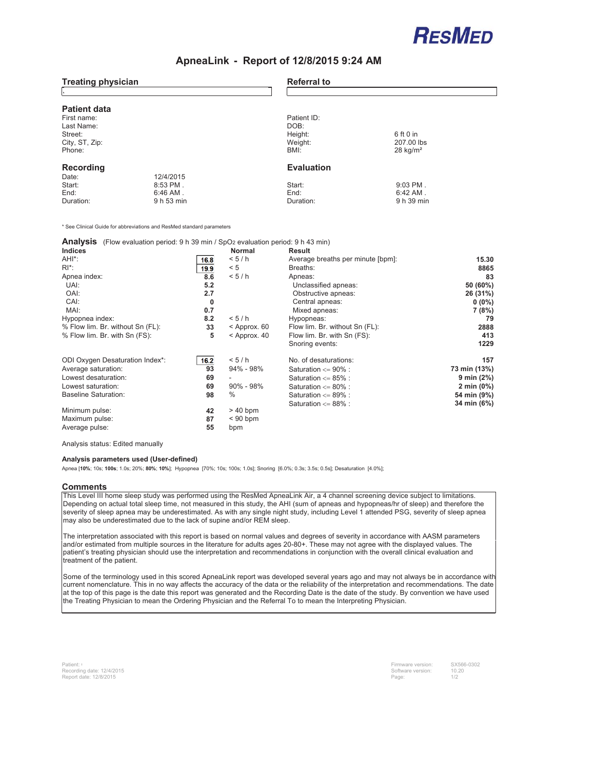**RESMED**

# ApneaLink - Report of 12/8/2015 9:24 AM

| Treating physician | Referral to |
|---|---|
| | |

## Patient data

| | | | |
|---|---|---|---|
| First name: | | Patient ID: | |
| Last Name: | | DOB: | |
| Street: | | Height: | 6 ft 0 in |
| City, ST, Zip: | | Weight: | 207.00 lbs |
| Phone: | | BMI: | 28 kg/m² |

## Recording

| Recording | | Evaluation | |
|---|---|---|---|
| Date: | 12/4/2015 | | |
| Start: | 8:53 PM . | Start: | 9:03 PM . |
| End: | 6:46 AM . | End: | 6:42 AM . |
| Duration: | 9 h 53 min | Duration: | 9 h 39 min |

* See Clinical Guide for abbreviations and ResMed standard parameters

## Analysis (Flow evaluation period: 9 h 39 min / $SpO_2$ evaluation period: 9 h 43 min)

| Indices | | Normal | Result | |
|---|---|---|---|---|
| AHI*: | 16.8 | < 5 / h | Average breaths per minute [bpm]: | 15.30 |
| RI*: | 19.9 | < 5 | Breaths: | 8865 |
| Apnea index: | 8.6 | < 5 / h | Apneas: | 83 |
| UAI: | 5.2 | | Unclassified apneas: | 50 (60%) |
| OAI: | 2.7 | | Obstructive apneas: | 26 (31%) |
| CAI: | 0 | | Central apneas: | 0 (0%) |
| MAI: | 0.7 | | Mixed apneas: | 7 (8%) |
| Hypopnea index: | 8.2 | < 5 / h | Hypopneas: | 79 |
| % Flow lim. Br. without Sn (FL): | 33 | < Approx. 60 | Flow lim. Br. without Sn (FL): | 2888 |
| % Flow lim. Br. with Sn (FS): | 5 | < Approx. 40 | Flow lim. Br. with Sn (FS): | 413 |
| | | | Snoring events: | 1229 |
| ODI Oxygen Desaturation Index*: | 16.2 | < 5 / h | No. of desaturations: | 157 |
| Average saturation: | 93 | 94% - 98% | Saturation <= 90% : | 73 min (13%) |
| Lowest desaturation: | 69 | - | Saturation <= 85% : | 9 min (2%) |
| Lowest saturation: | 69 | 90% - 98% | Saturation <= 80% : | 2 min (0%) |
| Baseline Saturation: | 98 | % | Saturation <= 89% : | 54 min (9%) |
| | | | Saturation <= 88% : | 34 min (6%) |
| Minimum pulse: | 42 | > 40 bpm | | |
| Maximum pulse: | 87 | < 90 bpm | | |
| Average pulse: | 55 | bpm | | |

Analysis status: Edited manually

**Analysis parameters used (User-defined)**

Apnea [**10%**; 10s; **100s**; 1.0s; 20%; **80%**; **10%**]; Hypopnea [70%; 10s; 100s; 1.0s]; Snoring [6.0%; 0.3s; 3.5s; 0.5s]; Desaturation [4.0%];

## Comments

This Level III home sleep study was performed using the ResMed ApneaLink Air, a 4 channel screening device subject to limitations. Depending on actual total sleep time, not measured in this study, the AHI (sum of apneas and hypopneas/hr of sleep) and therefore the severity of sleep apnea may be underestimated. As with any single night study, including Level 1 attended PSG, severity of sleep apnea may also be underestimated due to the lack of supine and/or REM sleep.

The interpretation associated with this report is based on normal values and degrees of severity in accordance with AASM parameters and/or estimated from multiple sources in the literature for adults ages 20-80+. These may not agree with the displayed values. The patient's treating physician should use the interpretation and recommendations in conjunction with the overall clinical evaluation and treatment of the patient.

Some of the terminology used in this scored ApneaLink report was developed several years ago and may not always be in accordance with current nomenclature. This in no way affects the accuracy of the data or the reliability of the interpretation and recommendations. The date at the top of this page is the date this report was generated and the Recording Date is the date of the study. By convention we have used the Treating Physician to mean the Ordering Physician and the Referral To to mean the Interpreting Physician.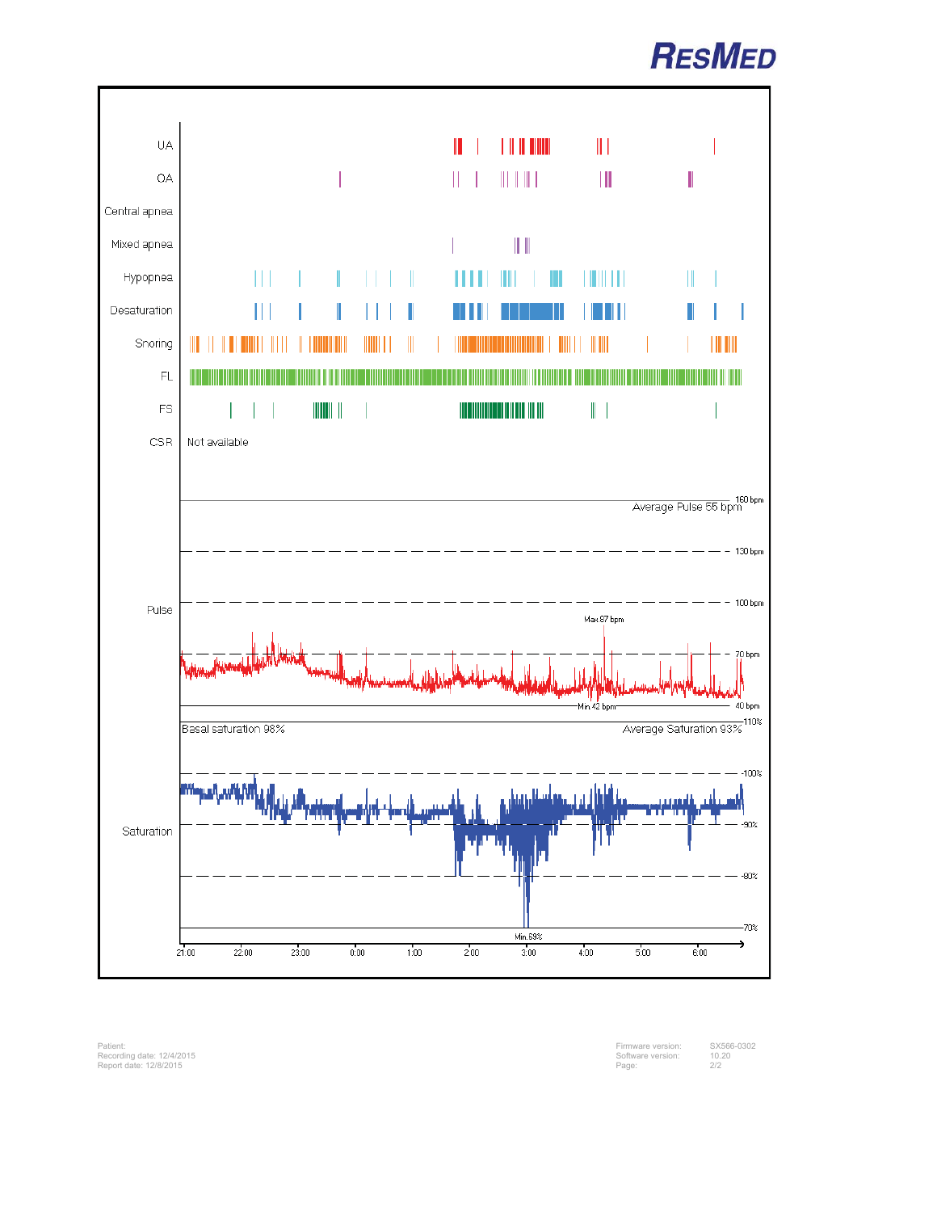RESMED

UA

OA

Central apnea

Mixed apnea

Hypopnea

Desaturation

Snoring

FL

FS

CSR Not available

Pulse

Average Pulse 55 bpm

160 bpm

130 bpm

100 bpm

Max 87 bpm

70 bpm

Min 42 bpm

40 bpm

Saturation

Basal saturation 98%

Average Saturation 93%

110%

100%

90%

80%

Min 69%

70%

21:00 22:00 23:00 0:00 1:00 2:00 3:00 4:00 5:00 6:00

Patient:
Recording date: 12/4/2015
Report date: 12/8/2015

Firmware version: SX566-0302
Software version: 10.20
Page: 2/2